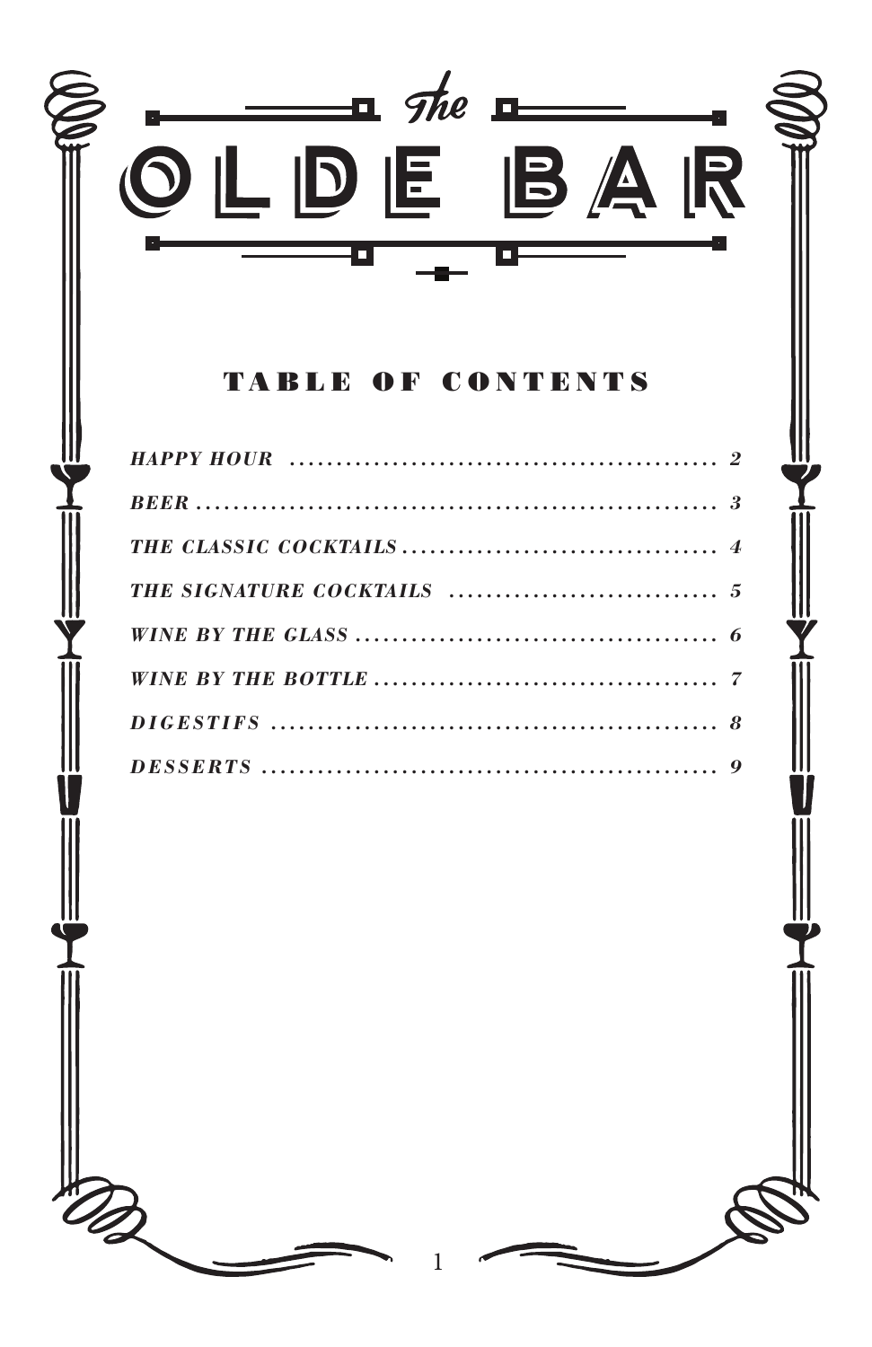# The OLDE BAR

## TABLE OF CONTENTS

*HAPPY HOUR* ........ *2*

*BEER* ........ *3*

*THE CLASSIC COCKTAILS* ........ *4*

*THE SIGNATURE COCKTAILS* ........ *5*

*WINE BY THE GLASS* ........ *6*

*WINE BY THE BOTTLE* ........ *7*

*DIGESTIFS* ........ *8*

*DESSERTS* ........ *9*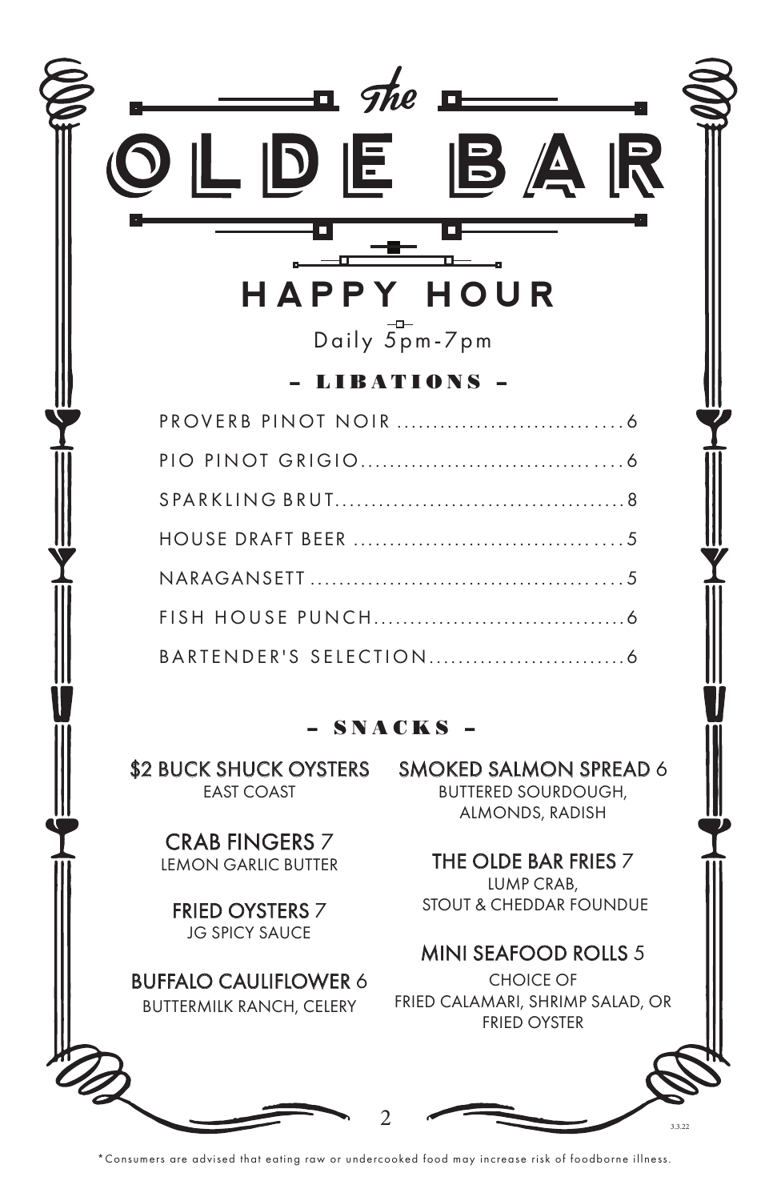# The OLDE BAR

## HAPPY HOUR

Daily 5pm-7pm

### – LIBATIONS –

PROVERB PINOT NOIR ........ 6

PIO PINOT GRIGIO........ 6

SPARKLING BRUT........ 8

HOUSE DRAFT BEER ........ 5

NARAGANSETT ........ 5

FISH HOUSE PUNCH........ 6

BARTENDER'S SELECTION........ 6

### – SNACKS –

**$2 BUCK SHUCK OYSTERS**
EAST COAST

**CRAB FINGERS** 7
LEMON GARLIC BUTTER

**FRIED OYSTERS** 7
JG SPICY SAUCE

**BUFFALO CAULIFLOWER** 6
BUTTERMILK RANCH, CELERY

**SMOKED SALMON SPREAD** 6
BUTTERED SOURDOUGH, ALMONDS, RADISH

**THE OLDE BAR FRIES** 7
LUMP CRAB, STOUT & CHEDDAR FOUNDUE

**MINI SEAFOOD ROLLS** 5
CHOICE OF FRIED CALAMARI, SHRIMP SALAD, OR FRIED OYSTER

3.3.22

*Consumers are advised that eating raw or undercooked food may increase risk of foodborne illness.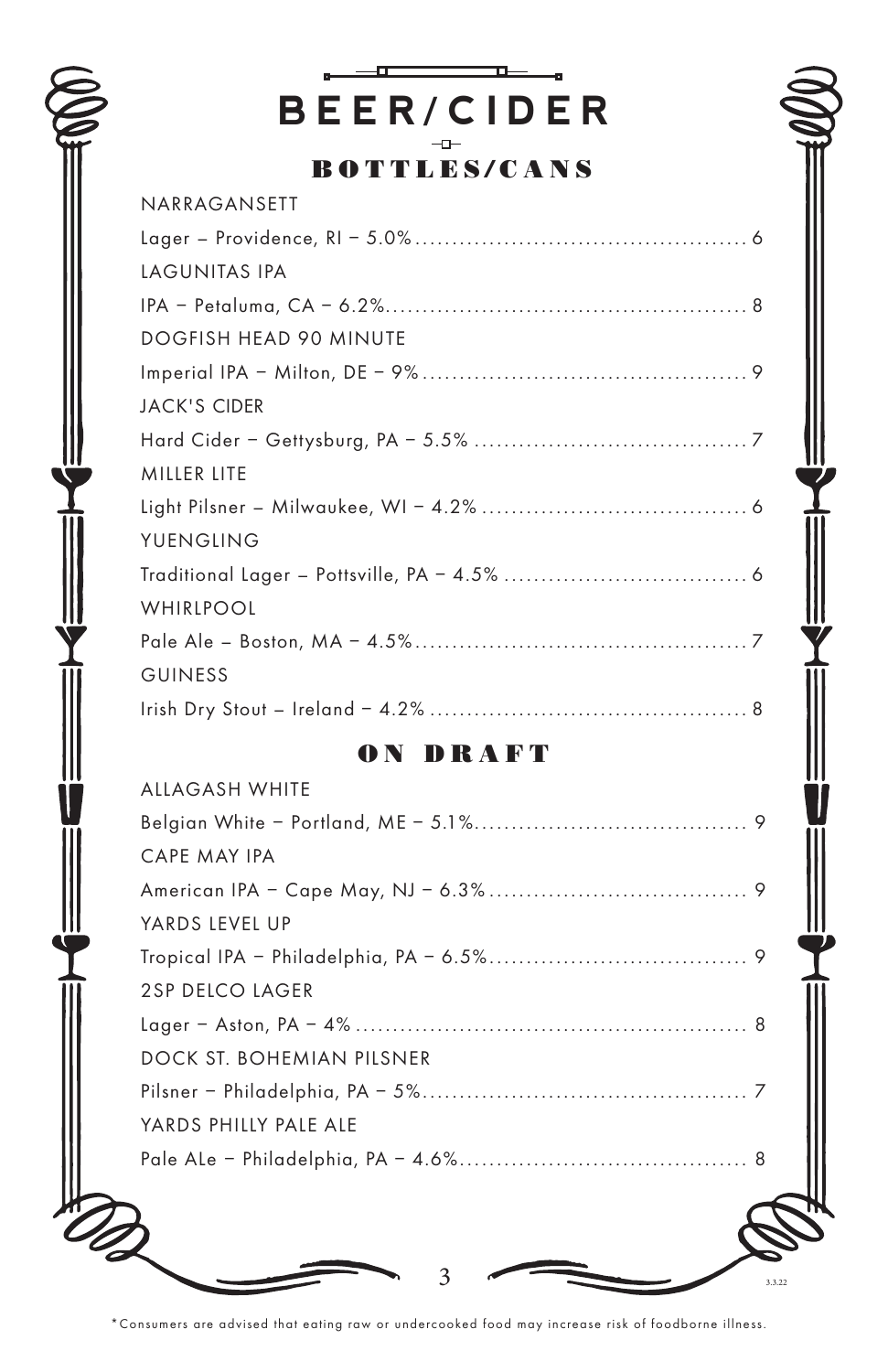# BEER/CIDER

## BOTTLES/CANS

NARRAGANSETT

Lager – Providence, RI – 5.0% ........................................... 6

LAGUNITAS IPA

IPA – Petaluma, CA – 6.2%................................................ 8

DOGFISH HEAD 90 MINUTE

Imperial IPA – Milton, DE – 9% ........................................... 9

JACK'S CIDER

Hard Cider – Gettysburg, PA – 5.5% .................................... 7

MILLER LITE

Light Pilsner – Milwaukee, WI – 4.2% .................................. 6

YUENGLING

Traditional Lager – Pottsville, PA – 4.5% ................................ 6

WHIRLPOOL

Pale Ale – Boston, MA – 4.5%............................................ 7

GUINESS

Irish Dry Stout – Ireland – 4.2% .......................................... 8

## ON DRAFT

ALLAGASH WHITE

Belgian White – Portland, ME – 5.1%.................................... 9

CAPE MAY IPA

American IPA – Cape May, NJ – 6.3% .................................. 9

YARDS LEVEL UP

Tropical IPA – Philadelphia, PA – 6.5%.................................. 9

2SP DELCO LAGER

Lager – Aston, PA – 4% .................................................... 8

DOCK ST. BOHEMIAN PILSNER

Pilsner – Philadelphia, PA – 5%........................................... 7

YARDS PHILLY PALE ALE

Pale ALe – Philadelphia, PA – 4.6%...................................... 8

3.3.22

*Consumers are advised that eating raw or undercooked food may increase risk of foodborne illness.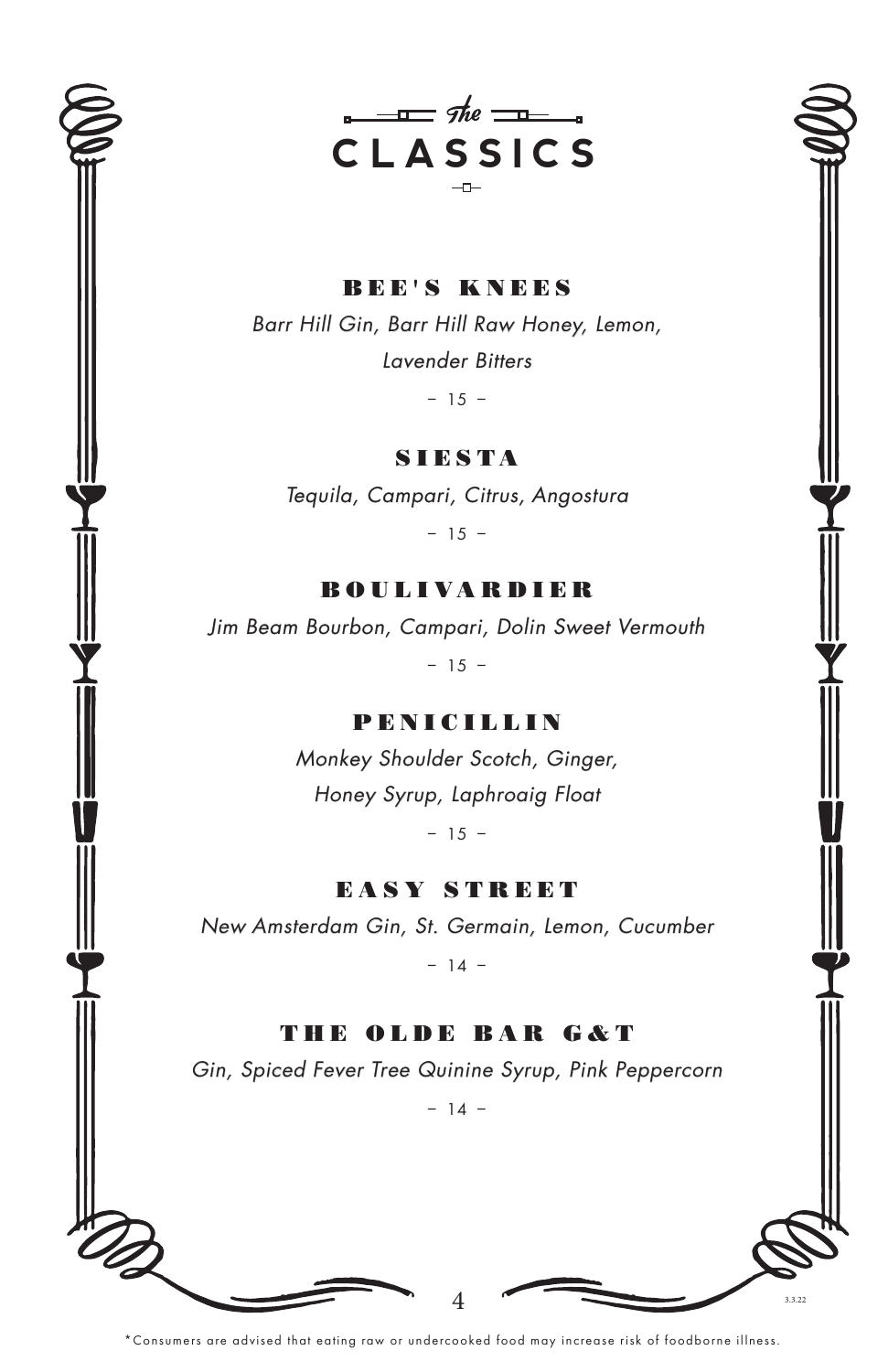# *The* CLASSICS

## BEE'S KNEES

*Barr Hill Gin, Barr Hill Raw Honey, Lemon, Lavender Bitters*

– 15 –

## SIESTA

*Tequila, Campari, Citrus, Angostura*

– 15 –

## BOULIVARDIER

*Jim Beam Bourbon, Campari, Dolin Sweet Vermouth*

– 15 –

## PENICILLIN

*Monkey Shoulder Scotch, Ginger, Honey Syrup, Laphroaig Float*

– 15 –

## EASY STREET

*New Amsterdam Gin, St. Germain, Lemon, Cucumber*

– 14 –

## THE OLDE BAR G&T

*Gin, Spiced Fever Tree Quinine Syrup, Pink Peppercorn*

– 14 –

3.3.22

*Consumers are advised that eating raw or undercooked food may increase risk of foodborne illness.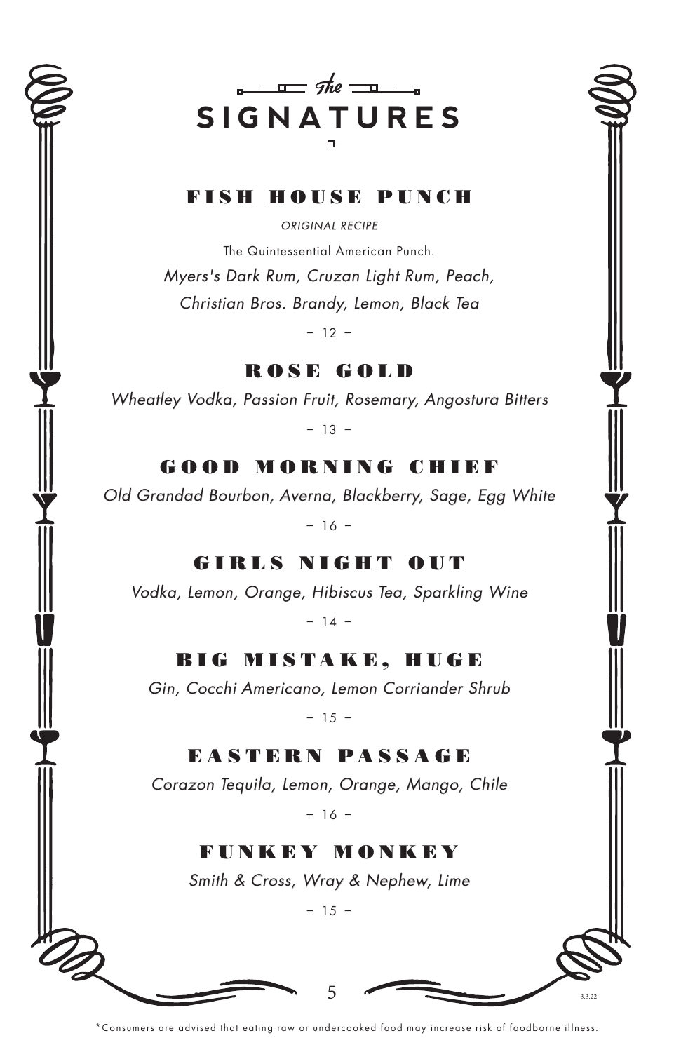# The SIGNATURES

## FISH HOUSE PUNCH

*ORIGINAL RECIPE*

The Quintessential American Punch.

*Myers's Dark Rum, Cruzan Light Rum, Peach, Christian Bros. Brandy, Lemon, Black Tea*

– 12 –

## ROSE GOLD

*Wheatley Vodka, Passion Fruit, Rosemary, Angostura Bitters*

– 13 –

## GOOD MORNING CHIEF

*Old Grandad Bourbon, Averna, Blackberry, Sage, Egg White*

– 16 –

## GIRLS NIGHT OUT

*Vodka, Lemon, Orange, Hibiscus Tea, Sparkling Wine*

– 14 –

## BIG MISTAKE, HUGE

*Gin, Cocchi Americano, Lemon Corriander Shrub*

– 15 –

## EASTERN PASSAGE

*Corazon Tequila, Lemon, Orange, Mango, Chile*

– 16 –

## FUNKEY MONKEY

*Smith & Cross, Wray & Nephew, Lime*

– 15 –

3.3.22

*Consumers are advised that eating raw or undercooked food may increase risk of foodborne illness.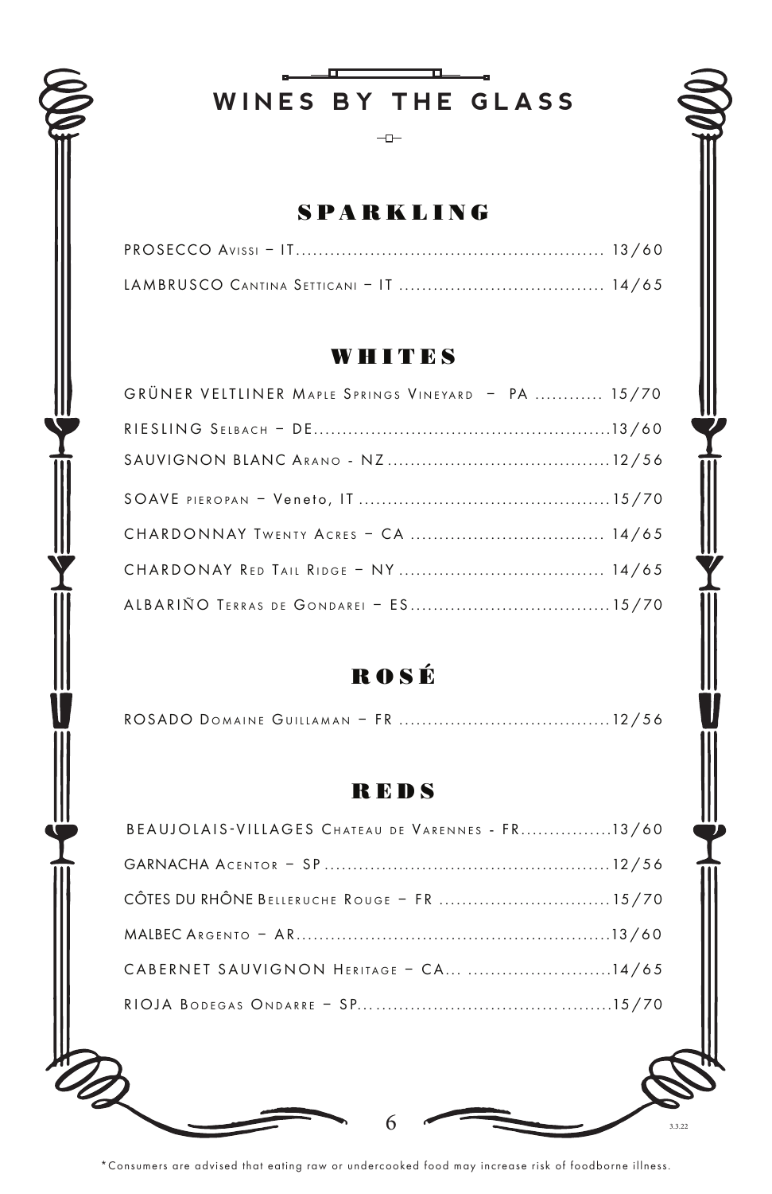# WINES BY THE GLASS

## SPARKLING

PROSECCO Avissi – IT ..................................................... 13/60

LAMBRUSCO Cantina Setticani – IT .................................... 14/65

## WHITES

GRÜNER VELTLINER Maple Springs Vineyard – PA ............ 15/70

RIESLING Selbach – DE ..................................................... 13/60

SAUVIGNON BLANC Arano - NZ ........................................ 12/56

SOAVE pieropan – Veneto, IT ............................................ 15/70

CHARDONNAY Twenty Acres – CA .................................. 14/65

CHARDONAY Red Tail Ridge – NY .................................... 14/65

ALBARIÑO Terras de Gondarei – ES ................................... 15/70

## ROSÉ

ROSADO Domaine Guillaman – FR ..................................... 12/56

## REDS

BEAUJOLAIS-VILLAGES Chateau de Varennes - FR ................ 13/60

GARNACHA Acentor – SP .................................................. 12/56

CÔTES DU RHÔNE Belleruche Rouge – FR ............................ 15/70

MALBEC Argento – AR ....................................................... 13/60

CABERNET SAUVIGNON Heritage – CA... ............................ 14/65

RIOJA Bodegas Ondarre – SP.............................................. 15/70

3.3.22

*Consumers are advised that eating raw or undercooked food may increase risk of foodborne illness.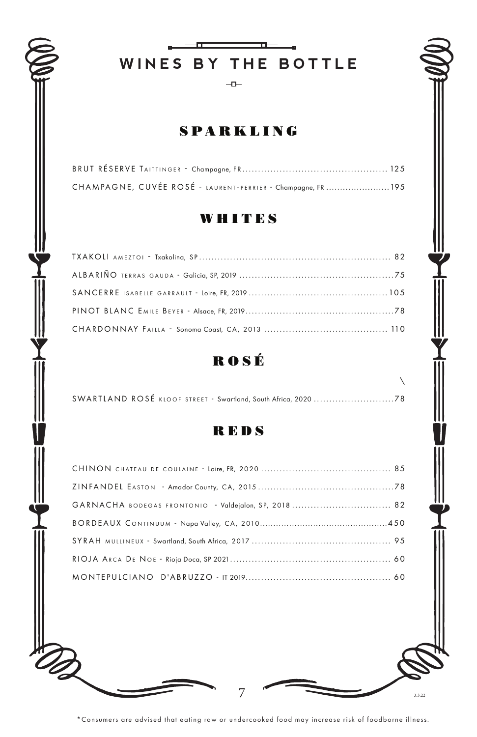# WINES BY THE BOTTLE

## SPARKLING

BRUT RÉSERVE TAITTINGER - Champagne, FR .......... 125

CHAMPAGNE, CUVÉE ROSÉ - LAURENT-PERRIER - Champagne, FR .......... 195

## WHITES

TXAKOLI AMEZTOI - Txakolina, SP .......... 82

ALBARIÑO TERRAS GAUDA - Galicia, SP, 2019 .......... 75

SANCERRE ISABELLE GARRAULT - Loire, FR, 2019 .......... 105

PINOT BLANC EMILE BEYER - Alsace, FR, 2019 .......... 78

CHARDONNAY FAILLA - Sonoma Coast, CA, 2013 .......... 110

## ROSÉ

SWARTLAND ROSÉ KLOOF STREET - Swartland, South Africa, 2020 .......... 78

## REDS

CHINON CHATEAU DE COULAINE - Loire, FR, 2020 .......... 85

ZINFANDEL EASTON - Amador County, CA, 2015 .......... 78

GARNACHA BODEGAS FRONTONIO - Valdejalon, SP, 2018 .......... 82

BORDEAUX CONTINUUM - Napa Valley, CA, 2010 .......... 450

SYRAH MULLINEUX - Swartland, South Africa, 2017 .......... 95

RIOJA ARCA DE NOE - Rioja Doca, SP 2021 .......... 60

MONTEPULCIANO D'ABRUZZO - IT 2019 .......... 60

3.3.22

*Consumers are advised that eating raw or undercooked food may increase risk of foodborne illness.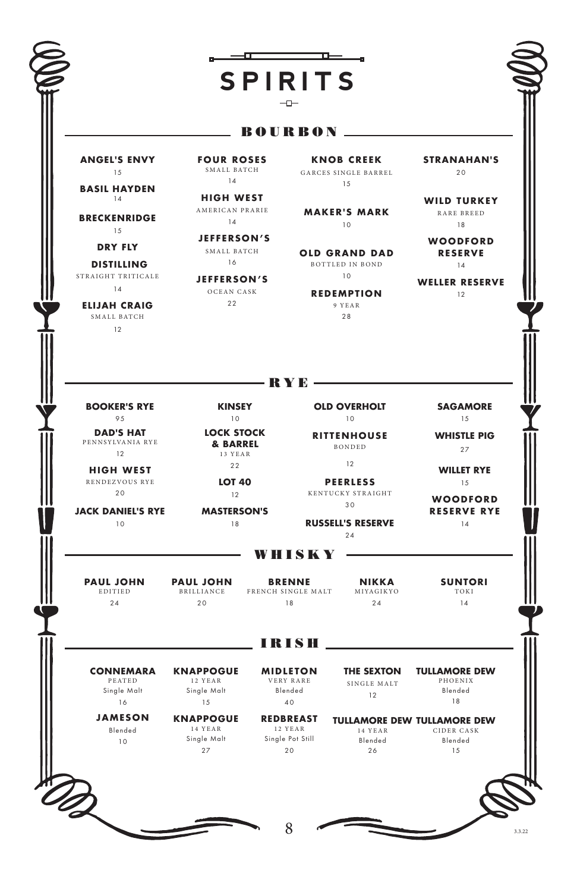# SPIRITS

## BOURBON

**ANGEL'S ENVY**
15

**BASIL HAYDEN**
14

**BRECKENRIDGE**
15

**DRY FLY DISTILLING**
STRAIGHT TRITICALE
14

**ELIJAH CRAIG**
SMALL BATCH
12

**FOUR ROSES**
SMALL BATCH
14

**HIGH WEST**
AMERICAN PRARIE
14

**JEFFERSON'S**
SMALL BATCH
16

**JEFFERSON'S**
OCEAN CASK
22

**KNOB CREEK**
GARCES SINGLE BARREL
15

**MAKER'S MARK**
10

**OLD GRAND DAD**
BOTTLED IN BOND
10

**REDEMPTION**
9 YEAR
28

**STRANAHAN'S**
20

**WILD TURKEY**
RARE BREED
18

**WOODFORD RESERVE**
14

**WELLER RESERVE**
12

## RYE

**BOOKER'S RYE**
95

**DAD'S HAT**
PENNSYLVANIA RYE
12

**HIGH WEST**
RENDEZVOUS RYE
20

**JACK DANIEL'S RYE**
10

**KINSEY**
10

**LOCK STOCK & BARREL**
13 YEAR
22

**LOT 40**
12

**MASTERSON'S**
18

**OLD OVERHOLT**
10

**RITTENHOUSE**
BONDED
12

**PEERLESS**
KENTUCKY STRAIGHT
30

**RUSSELL'S RESERVE**
24

**SAGAMORE**
15

**WHISTLE PIG**
27

**WILLET RYE**
15

**WOODFORD RESERVE RYE**
14

## WHISKY

**PAUL JOHN**
EDITIED
24

**PAUL JOHN**
BRILLIANCE
20

**BRENNE**
FRENCH SINGLE MALT
18

**NIKKA**
MIYAGIKYO
24

**SUNTORI**
TOKI
14

## IRISH

**CONNEMARA**
PEATED
Single Malt
16

**JAMESON**
Blended
10

**KNAPPOGUE**
12 YEAR
Single Malt
15

**KNAPPOGUE**
14 YEAR
Single Malt
27

**MIDLETON**
VERY RARE
Blended
40

**REDBREAST**
12 YEAR
Single Pot Still
20

**THE SEXTON**
SINGLE MALT
12

**TULLAMORE DEW**
14 YEAR
Blended
26

**TULLAMORE DEW**
PHOENIX
Blended
18

**TULLAMORE DEW**
CIDER CASK
Blended
15

3.3.22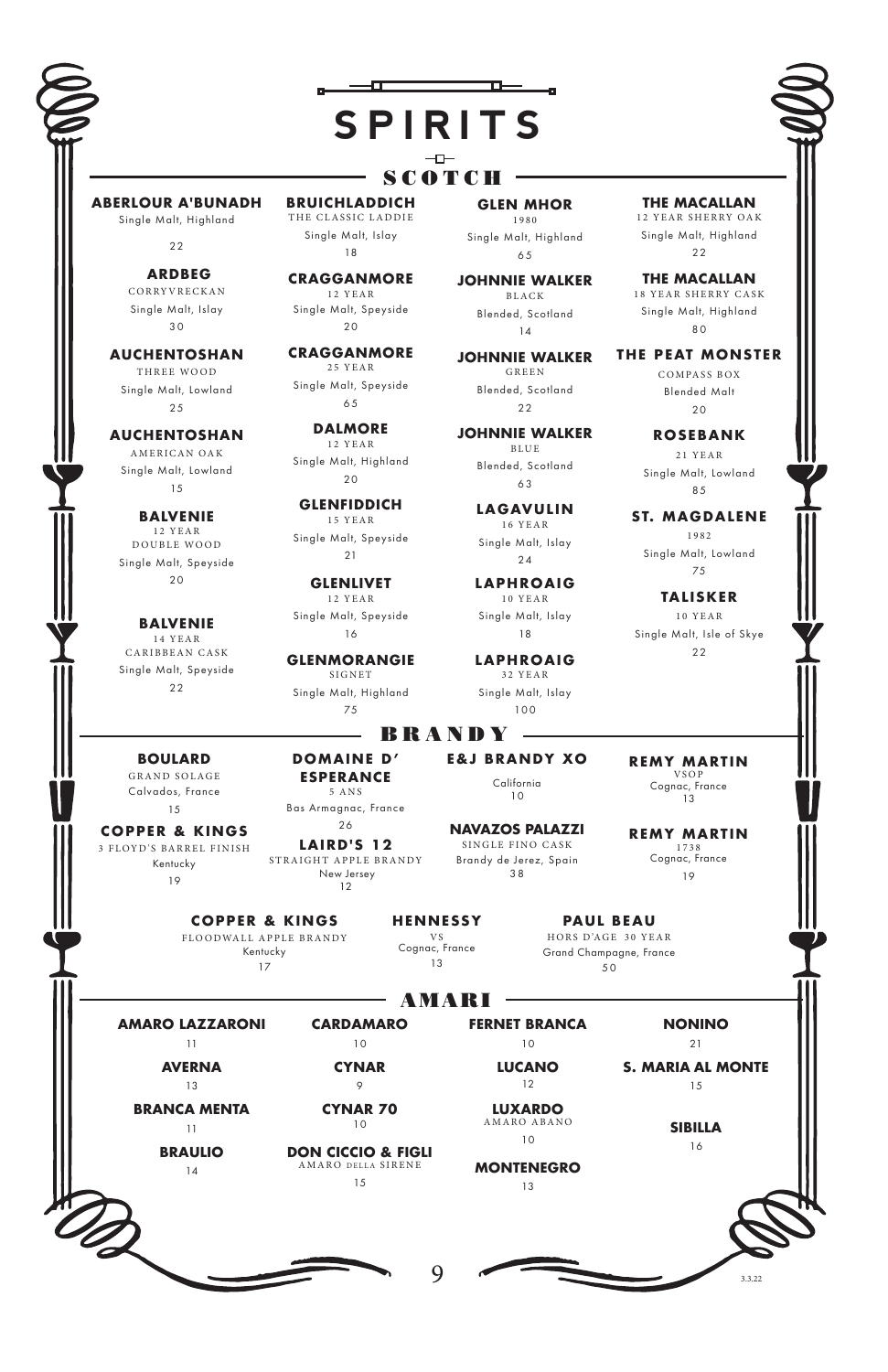# SPIRITS

## SCOTCH

**ABERLOUR A'BUNADH**
Single Malt, Highland
22

**ARDBEG**
CORRYVRECKAN
Single Malt, Islay
30

**AUCHENTOSHAN**
THREE WOOD
Single Malt, Lowland
25

**AUCHENTOSHAN**
AMERICAN OAK
Single Malt, Lowland
15

**BALVENIE**
12 YEAR
DOUBLE WOOD
Single Malt, Speyside
20

**BALVENIE**
14 YEAR
CARIBBEAN CASK
Single Malt, Speyside
22

**BRUICHLADDICH**
THE CLASSIC LADDIE
Single Malt, Islay
18

**CRAGGANMORE**
12 YEAR
Single Malt, Speyside
20

**CRAGGANMORE**
25 YEAR
Single Malt, Speyside
65

**DALMORE**
12 YEAR
Single Malt, Highland
20

**GLENFIDDICH**
15 YEAR
Single Malt, Speyside
21

**GLENLIVET**
12 YEAR
Single Malt, Speyside
16

**GLENMORANGIE**
SIGNET
Single Malt, Highland
75

**GLEN MHOR**
1980
Single Malt, Highland
65

**JOHNNIE WALKER**
BLACK
Blended, Scotland
14

**JOHNNIE WALKER**
GREEN
Blended, Scotland
22

**JOHNNIE WALKER**
BLUE
Blended, Scotland
63

**LAGAVULIN**
16 YEAR
Single Malt, Islay
24

**LAPHROAIG**
10 YEAR
Single Malt, Islay
18

**LAPHROAIG**
32 YEAR
Single Malt, Islay
100

**THE MACALLAN**
12 YEAR SHERRY OAK
Single Malt, Highland
22

**THE MACALLAN**
18 YEAR SHERRY CASK
Single Malt, Highland
80

**THE PEAT MONSTER**
COMPASS BOX
Blended Malt
20

**ROSEBANK**
21 YEAR
Single Malt, Lowland
85

**ST. MAGDALENE**
1982
Single Malt, Lowland
75

**TALISKER**
10 YEAR
Single Malt, Isle of Skye
22

## BRANDY

**BOULARD**
GRAND SOLAGE
Calvados, France
15

**COPPER & KINGS**
3 FLOYD'S BARREL FINISH
Kentucky
19

**DOMAINE D' ESPERANCE**
5 ANS
Bas Armagnac, France
26

**LAIRD'S 12**
STRAIGHT APPLE BRANDY
New Jersey
12

**E&J BRANDY XO**
California
10

**NAVAZOS PALAZZI**
SINGLE FINO CASK
Brandy de Jerez, Spain
38

**REMY MARTIN**
VSOP
Cognac, France
13

**REMY MARTIN**
1738
Cognac, France
19

**COPPER & KINGS**
FLOODWALL APPLE BRANDY
Kentucky
17

**HENNESSY**
VS
Cognac, France
13

**PAUL BEAU**
HORS D'AGE 30 YEAR
Grand Champagne, France
50

## AMARI

**AMARO LAZZARONI**
11

**AVERNA**
13

**BRANCA MENTA**
11

**BRAULIO**
14

**CARDAMARO**
10

**CYNAR**
9

**CYNAR 70**
10

**DON CICCIO & FIGLI**
AMARO DELLA SIRENE
15

**FERNET BRANCA**
10

**LUCANO**
12

**LUXARDO**
AMARO ABANO
10

**MONTENEGRO**
13

**NONINO**
21

**S. MARIA AL MONTE**
15

**SIBILLA**
16

3.3.22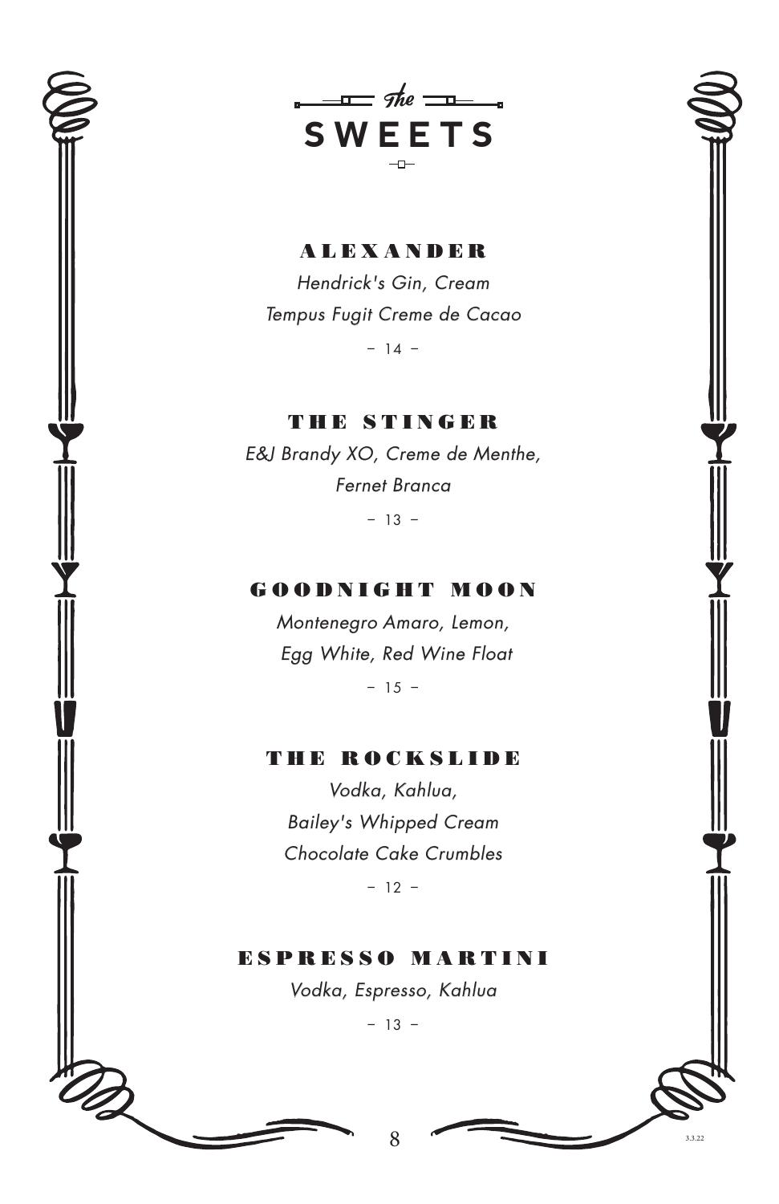# *The* SWEETS

## ALEXANDER

*Hendrick's Gin, Cream*
*Tempus Fugit Creme de Cacao*

– 14 –

## THE STINGER

*E&J Brandy XO, Creme de Menthe,*
*Fernet Branca*

– 13 –

## GOODNIGHT MOON

*Montenegro Amaro, Lemon,*
*Egg White, Red Wine Float*

– 15 –

## THE ROCKSLIDE

*Vodka, Kahlua,*
*Bailey's Whipped Cream*
*Chocolate Cake Crumbles*

– 12 –

## ESPRESSO MARTINI

*Vodka, Espresso, Kahlua*

– 13 –

3.3.22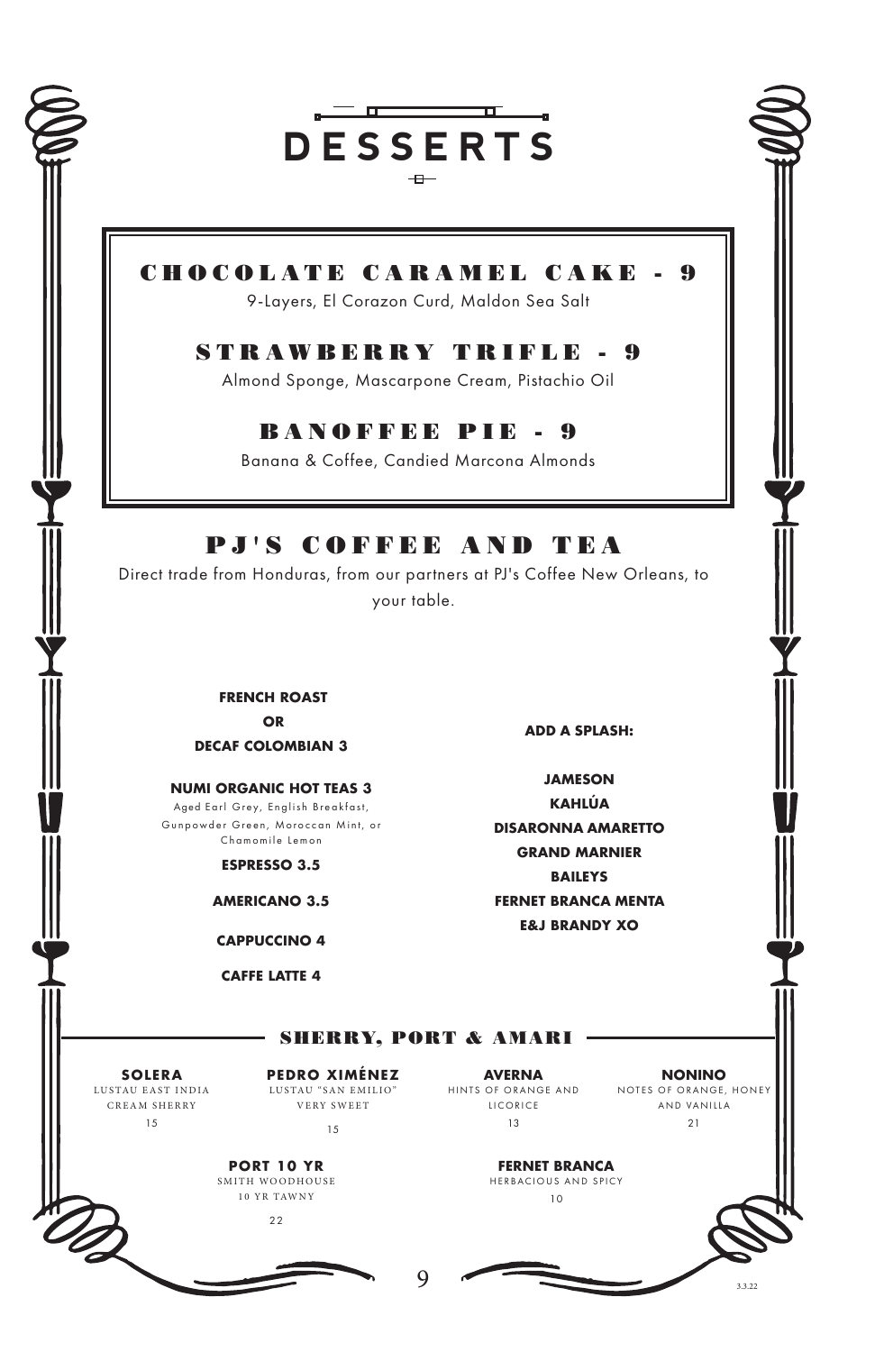# DESSERTS

## CHOCOLATE CARAMEL CAKE - 9

9-Layers, El Corazon Curd, Maldon Sea Salt

## STRAWBERRY TRIFLE - 9

Almond Sponge, Mascarpone Cream, Pistachio Oil

## BANOFFEE PIE - 9

Banana & Coffee, Candied Marcona Almonds

## PJ'S COFFEE AND TEA

Direct trade from Honduras, from our partners at PJ's Coffee New Orleans, to your table.

**FRENCH ROAST**
**OR**
**DECAF COLOMBIAN 3**

**NUMI ORGANIC HOT TEAS 3**
Aged Earl Grey, English Breakfast, Gunpowder Green, Moroccan Mint, or Chamomile Lemon

**ESPRESSO 3.5**

**AMERICANO 3.5**

**CAPPUCCINO 4**

**CAFFE LATTE 4**

**ADD A SPLASH:**

**JAMESON**
**KAHLÚA**
**DISARONNA AMARETTO**
**GRAND MARNIER**
**BAILEYS**
**FERNET BRANCA MENTA**
**E&J BRANDY XO**

## SHERRY, PORT & AMARI

**SOLERA**
LUSTAU EAST INDIA CREAM SHERRY
15

**PEDRO XIMÉNEZ**
LUSTAU "SAN EMILIO" VERY SWEET
15

**AVERNA**
HINTS OF ORANGE AND LICORICE
13

**NONINO**
NOTES OF ORANGE, HONEY AND VANILLA
21

**PORT 10 YR**
SMITH WOODHOUSE 10 YR TAWNY
22

**FERNET BRANCA**
HERBACIOUS AND SPICY
10

3.3.22